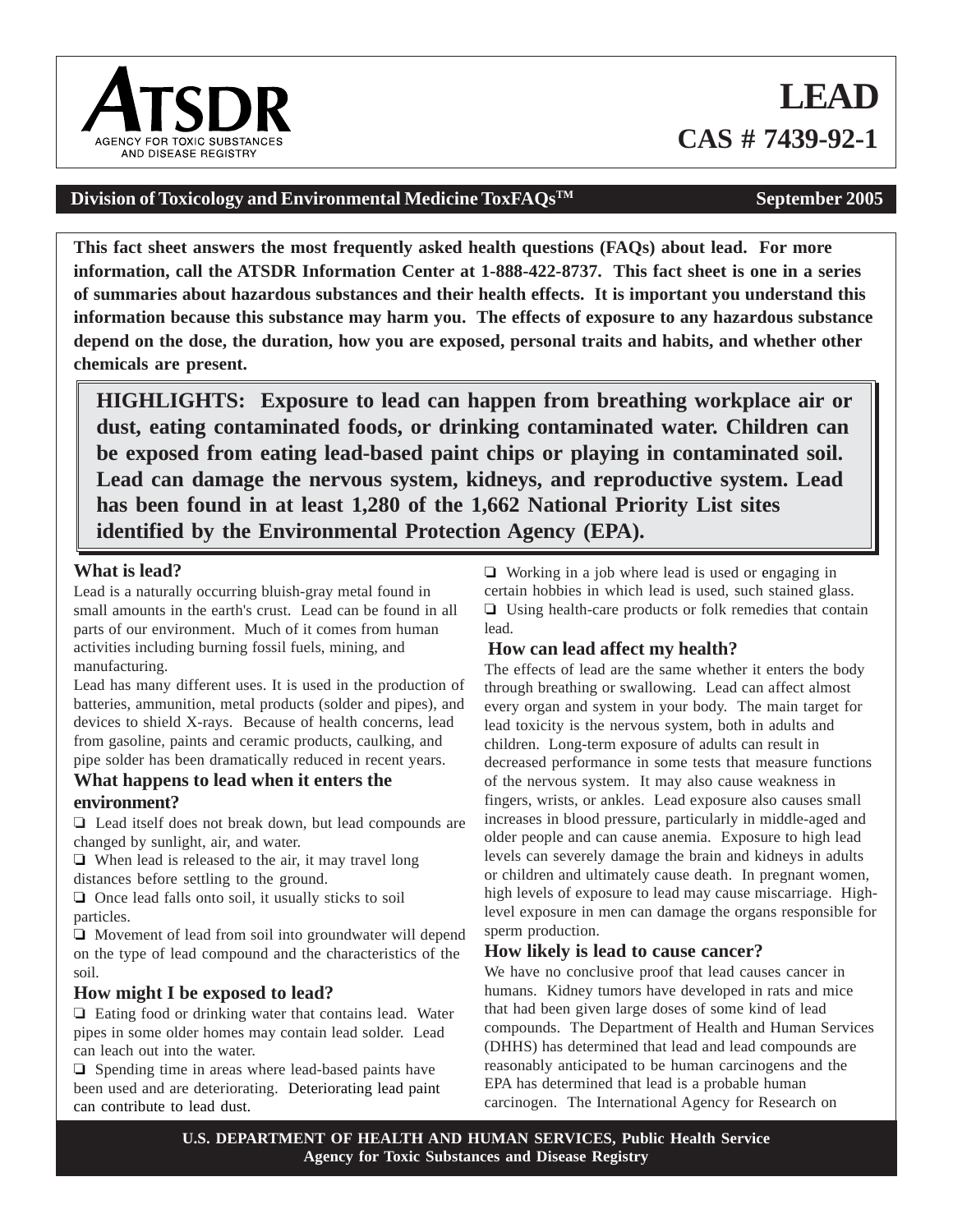# LEAD

## CAS # 7439-92-1

**Division of Toxicology and Environmental Medicine ToxFAQs™** — **September 2005**

**This fact sheet answers the most frequently asked health questions (FAQs) about lead. For more information, call the ATSDR Information Center at 1-888-422-8737. This fact sheet is one in a series of summaries about hazardous substances and their health effects. It is important you understand this information because this substance may harm you. The effects of exposure to any hazardous substance depend on the dose, the duration, how you are exposed, personal traits and habits, and whether other chemicals are present.**

**HIGHLIGHTS: Exposure to lead can happen from breathing workplace air or dust, eating contaminated foods, or drinking contaminated water. Children can be exposed from eating lead-based paint chips or playing in contaminated soil. Lead can damage the nervous system, kidneys, and reproductive system. Lead has been found in at least 1,280 of the 1,662 National Priority List sites identified by the Environmental Protection Agency (EPA).**

### What is lead?

Lead is a naturally occurring bluish-gray metal found in small amounts in the earth's crust. Lead can be found in all parts of our environment. Much of it comes from human activities including burning fossil fuels, mining, and manufacturing.

Lead has many different uses. It is used in the production of batteries, ammunition, metal products (solder and pipes), and devices to shield X-rays. Because of health concerns, lead from gasoline, paints and ceramic products, caulking, and pipe solder has been dramatically reduced in recent years.

### What happens to lead when it enters the environment?

- Lead itself does not break down, but lead compounds are changed by sunlight, air, and water.
- When lead is released to the air, it may travel long distances before settling to the ground.
- Once lead falls onto soil, it usually sticks to soil particles.
- Movement of lead from soil into groundwater will depend on the type of lead compound and the characteristics of the soil.

### How might I be exposed to lead?

- Eating food or drinking water that contains lead. Water pipes in some older homes may contain lead solder. Lead can leach out into the water.
- Spending time in areas where lead-based paints have been used and are deteriorating. Deteriorating lead paint can contribute to lead dust.
- Working in a job where lead is used or engaging in certain hobbies in which lead is used, such stained glass.
- Using health-care products or folk remedies that contain lead.

### How can lead affect my health?

The effects of lead are the same whether it enters the body through breathing or swallowing. Lead can affect almost every organ and system in your body. The main target for lead toxicity is the nervous system, both in adults and children. Long-term exposure of adults can result in decreased performance in some tests that measure functions of the nervous system. It may also cause weakness in fingers, wrists, or ankles. Lead exposure also causes small increases in blood pressure, particularly in middle-aged and older people and can cause anemia. Exposure to high lead levels can severely damage the brain and kidneys in adults or children and ultimately cause death. In pregnant women, high levels of exposure to lead may cause miscarriage. High-level exposure in men can damage the organs responsible for sperm production.

### How likely is lead to cause cancer?

We have no conclusive proof that lead causes cancer in humans. Kidney tumors have developed in rats and mice that had been given large doses of some kind of lead compounds. The Department of Health and Human Services (DHHS) has determined that lead and lead compounds are reasonably anticipated to be human carcinogens and the EPA has determined that lead is a probable human carcinogen. The International Agency for Research on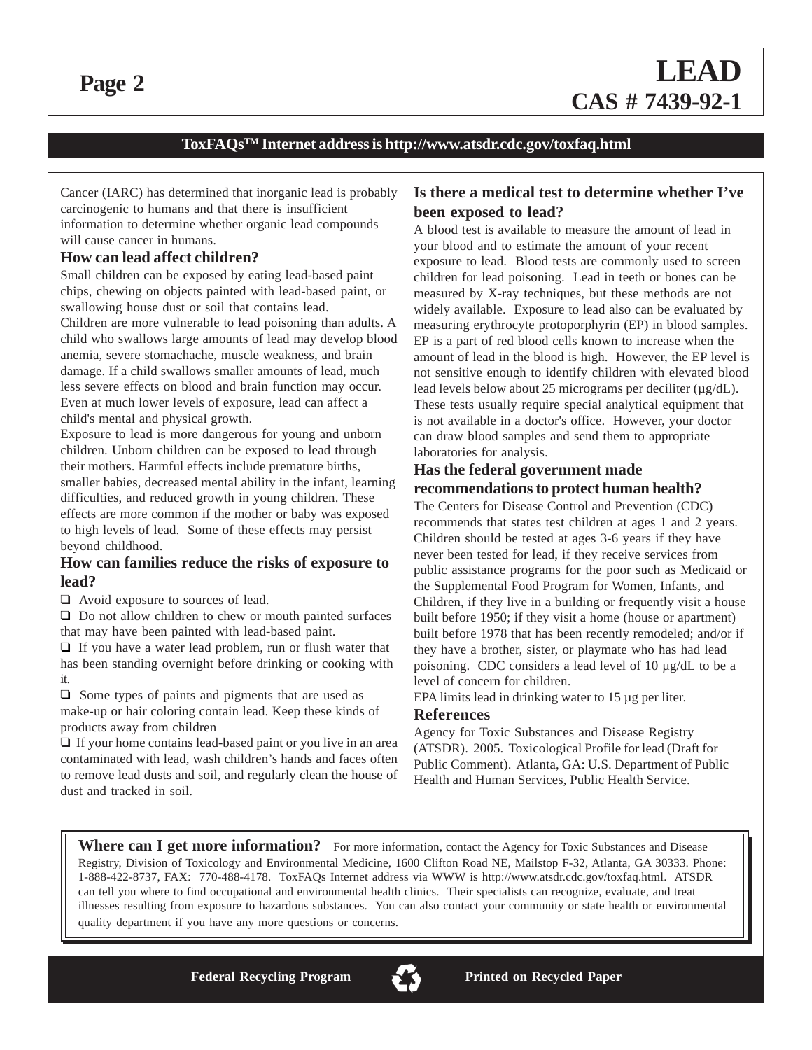Cancer (IARC) has determined that inorganic lead is probably carcinogenic to humans and that there is insufficient information to determine whether organic lead compounds will cause cancer in humans.

### How can lead affect children?

Small children can be exposed by eating lead-based paint chips, chewing on objects painted with lead-based paint, or swallowing house dust or soil that contains lead.

Children are more vulnerable to lead poisoning than adults. A child who swallows large amounts of lead may develop blood anemia, severe stomachache, muscle weakness, and brain damage. If a child swallows smaller amounts of lead, much less severe effects on blood and brain function may occur. Even at much lower levels of exposure, lead can affect a child's mental and physical growth.

Exposure to lead is more dangerous for young and unborn children. Unborn children can be exposed to lead through their mothers. Harmful effects include premature births, smaller babies, decreased mental ability in the infant, learning difficulties, and reduced growth in young children. These effects are more common if the mother or baby was exposed to high levels of lead. Some of these effects may persist beyond childhood.

### How can families reduce the risks of exposure to lead?

- ❏ Avoid exposure to sources of lead.
- ❏ Do not allow children to chew or mouth painted surfaces that may have been painted with lead-based paint.
- ❏ If you have a water lead problem, run or flush water that has been standing overnight before drinking or cooking with it.
- ❏ Some types of paints and pigments that are used as make-up or hair coloring contain lead. Keep these kinds of products away from children
- ❏ If your home contains lead-based paint or you live in an area contaminated with lead, wash children's hands and faces often to remove lead dusts and soil, and regularly clean the house of dust and tracked in soil.

### Is there a medical test to determine whether I've been exposed to lead?

A blood test is available to measure the amount of lead in your blood and to estimate the amount of your recent exposure to lead. Blood tests are commonly used to screen children for lead poisoning. Lead in teeth or bones can be measured by X-ray techniques, but these methods are not widely available. Exposure to lead also can be evaluated by measuring erythrocyte protoporphyrin (EP) in blood samples. EP is a part of red blood cells known to increase when the amount of lead in the blood is high. However, the EP level is not sensitive enough to identify children with elevated blood lead levels below about 25 micrograms per deciliter (µg/dL). These tests usually require special analytical equipment that is not available in a doctor's office. However, your doctor can draw blood samples and send them to appropriate laboratories for analysis.

### Has the federal government made recommendations to protect human health?

The Centers for Disease Control and Prevention (CDC) recommends that states test children at ages 1 and 2 years. Children should be tested at ages 3-6 years if they have never been tested for lead, if they receive services from public assistance programs for the poor such as Medicaid or the Supplemental Food Program for Women, Infants, and Children, if they live in a building or frequently visit a house built before 1950; if they visit a home (house or apartment) built before 1978 that has been recently remodeled; and/or if they have a brother, sister, or playmate who has had lead poisoning. CDC considers a lead level of 10 µg/dL to be a level of concern for children.

EPA limits lead in drinking water to 15 µg per liter.

### References

Agency for Toxic Substances and Disease Registry (ATSDR). 2005. Toxicological Profile for lead (Draft for Public Comment). Atlanta, GA: U.S. Department of Public Health and Human Services, Public Health Service.

**Where can I get more information?** For more information, contact the Agency for Toxic Substances and Disease Registry, Division of Toxicology and Environmental Medicine, 1600 Clifton Road NE, Mailstop F-32, Atlanta, GA 30333. Phone: 1-888-422-8737, FAX: 770-488-4178. ToxFAQs Internet address via WWW is http://www.atsdr.cdc.gov/toxfaq.html. ATSDR can tell you where to find occupational and environmental health clinics. Their specialists can recognize, evaluate, and treat illnesses resulting from exposure to hazardous substances. You can also contact your community or state health or environmental quality department if you have any more questions or concerns.

**Federal Recycling Program** **Printed on Recycled Paper**